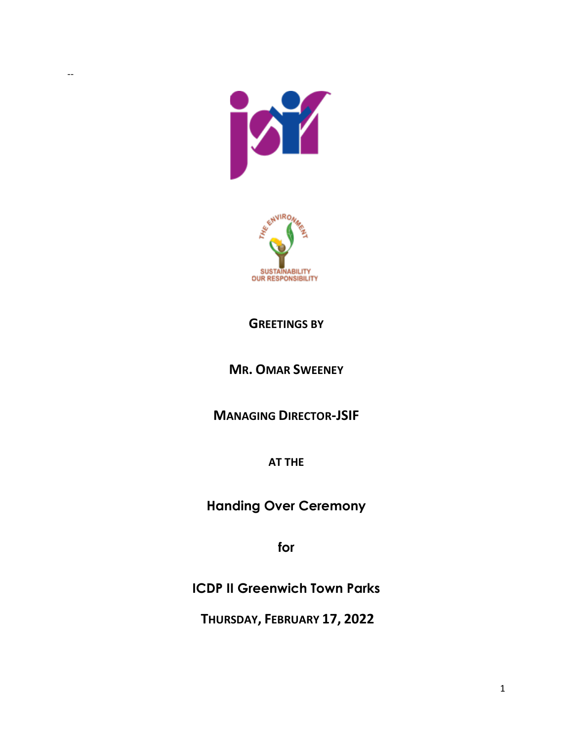--

THE ENVIRONMENT

SUSTAINABILITY OUR RESPONSIBILITY

**GREETINGS BY**

**MR. OMAR SWEENEY**

**MANAGING DIRECTOR-JSIF**

**AT THE**

**Handing Over Ceremony**

**for**

**ICDP II Greenwich Town Parks**

**THURSDAY, FEBRUARY 17, 2022**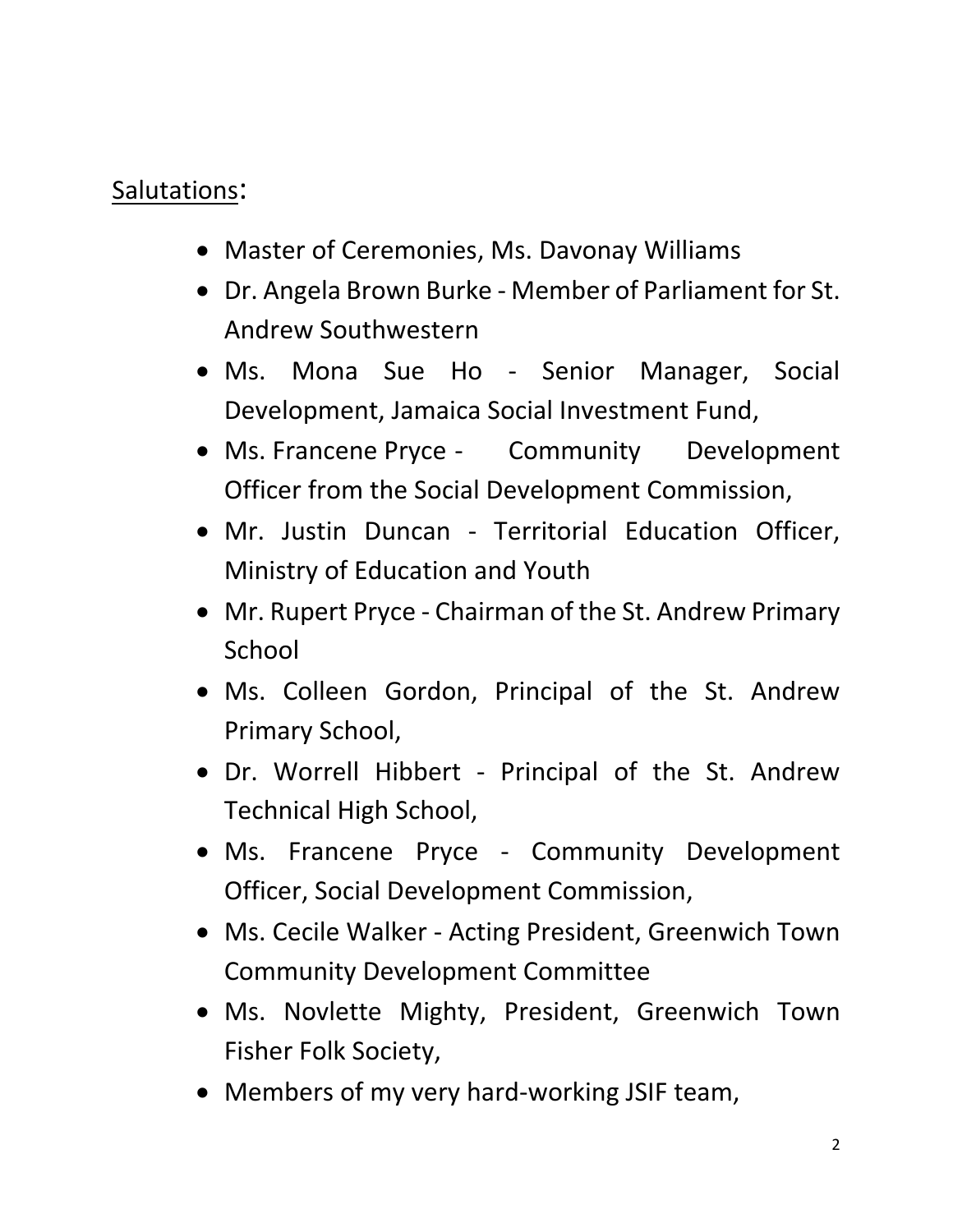Salutations:

- Master of Ceremonies, Ms. Davonay Williams
- Dr. Angela Brown Burke - Member of Parliament for St. Andrew Southwestern
- Ms. Mona Sue Ho - Senior Manager, Social Development, Jamaica Social Investment Fund,
- Ms. Francene Pryce - Community Development Officer from the Social Development Commission,
- Mr. Justin Duncan - Territorial Education Officer, Ministry of Education and Youth
- Mr. Rupert Pryce - Chairman of the St. Andrew Primary School
- Ms. Colleen Gordon, Principal of the St. Andrew Primary School,
- Dr. Worrell Hibbert - Principal of the St. Andrew Technical High School,
- Ms. Francene Pryce - Community Development Officer, Social Development Commission,
- Ms. Cecile Walker - Acting President, Greenwich Town Community Development Committee
- Ms. Novlette Mighty, President, Greenwich Town Fisher Folk Society,
- Members of my very hard-working JSIF team,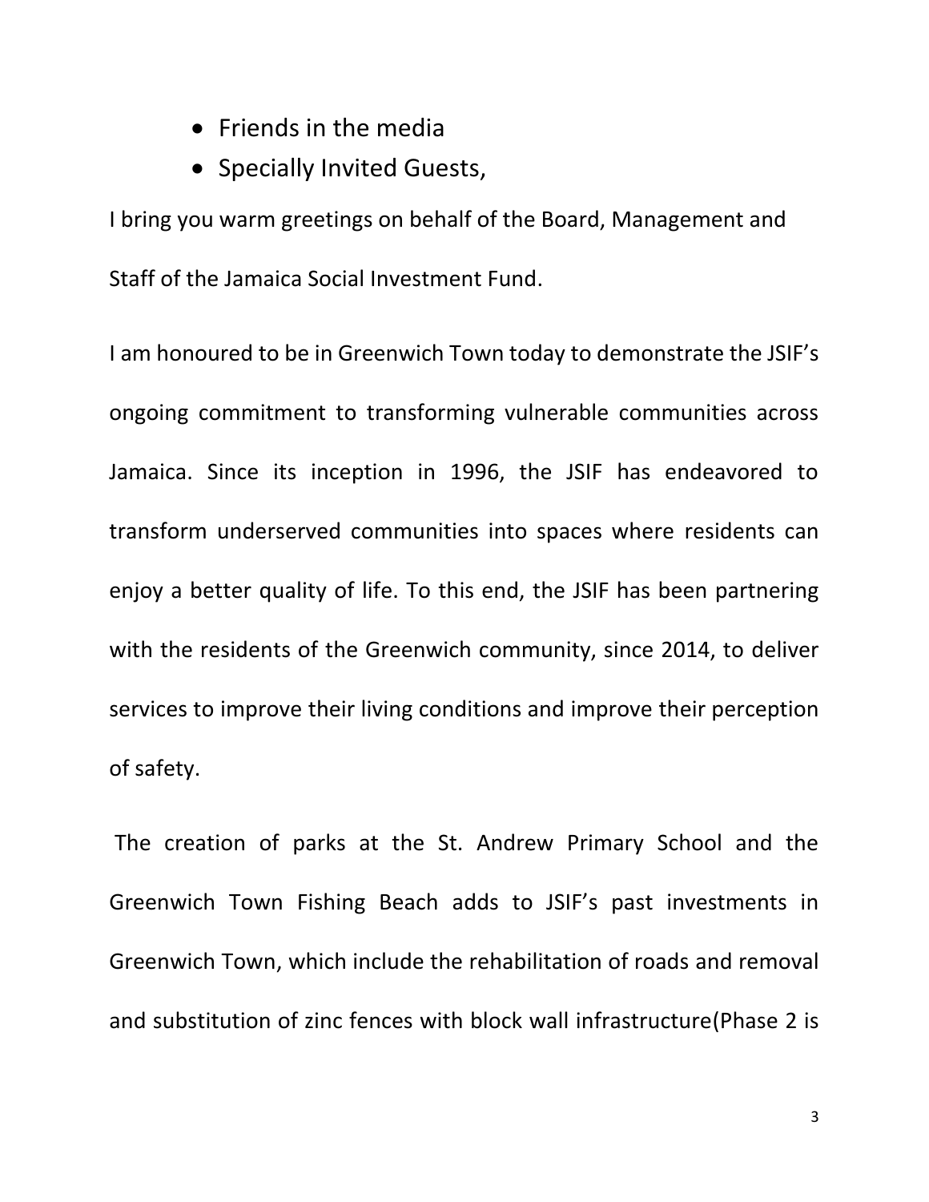- Friends in the media
- Specially Invited Guests,

I bring you warm greetings on behalf of the Board, Management and Staff of the Jamaica Social Investment Fund.

I am honoured to be in Greenwich Town today to demonstrate the JSIF's ongoing commitment to transforming vulnerable communities across Jamaica. Since its inception in 1996, the JSIF has endeavored to transform underserved communities into spaces where residents can enjoy a better quality of life. To this end, the JSIF has been partnering with the residents of the Greenwich community, since 2014, to deliver services to improve their living conditions and improve their perception of safety.

The creation of parks at the St. Andrew Primary School and the Greenwich Town Fishing Beach adds to JSIF's past investments in Greenwich Town, which include the rehabilitation of roads and removal and substitution of zinc fences with block wall infrastructure(Phase 2 is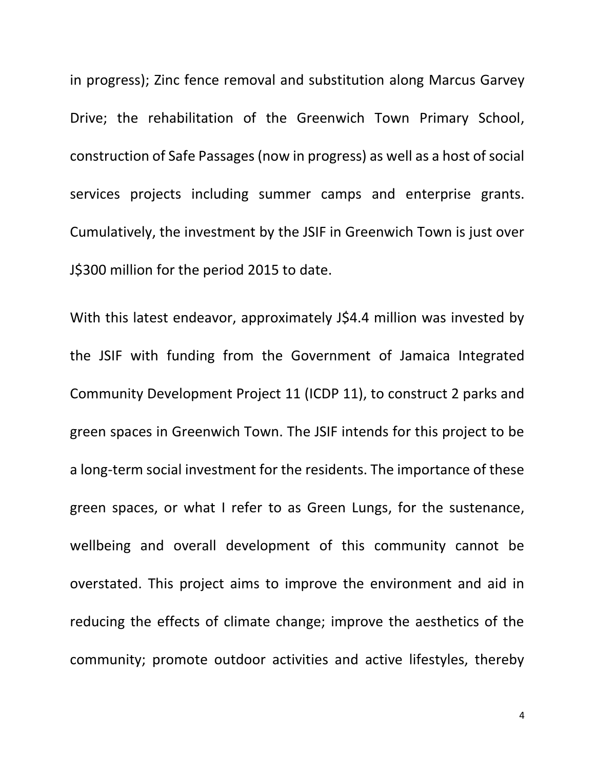in progress); Zinc fence removal and substitution along Marcus Garvey Drive; the rehabilitation of the Greenwich Town Primary School, construction of Safe Passages (now in progress) as well as a host of social services projects including summer camps and enterprise grants. Cumulatively, the investment by the JSIF in Greenwich Town is just over J$300 million for the period 2015 to date.

With this latest endeavor, approximately J$4.4 million was invested by the JSIF with funding from the Government of Jamaica Integrated Community Development Project 11 (ICDP 11), to construct 2 parks and green spaces in Greenwich Town. The JSIF intends for this project to be a long-term social investment for the residents. The importance of these green spaces, or what I refer to as Green Lungs, for the sustenance, wellbeing and overall development of this community cannot be overstated. This project aims to improve the environment and aid in reducing the effects of climate change; improve the aesthetics of the community; promote outdoor activities and active lifestyles, thereby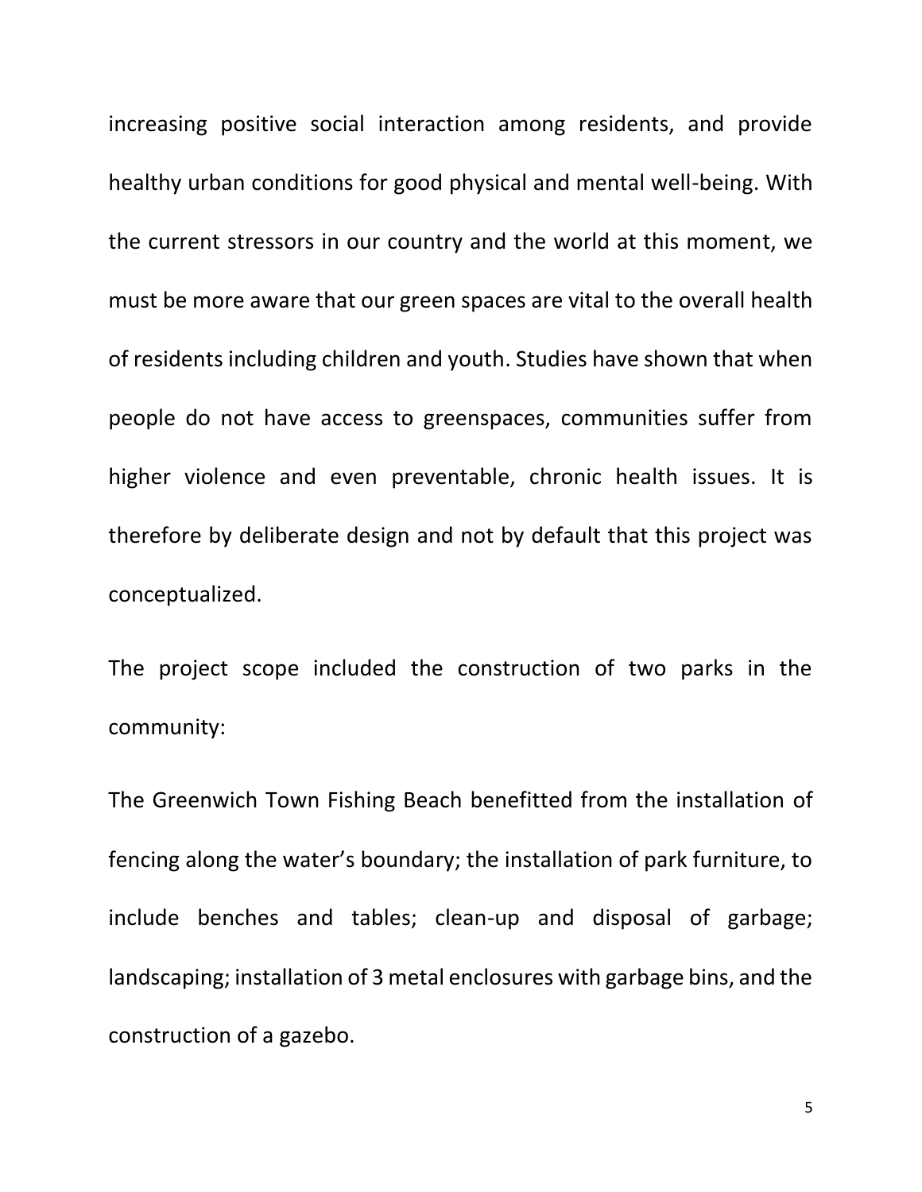increasing positive social interaction among residents, and provide healthy urban conditions for good physical and mental well-being. With the current stressors in our country and the world at this moment, we must be more aware that our green spaces are vital to the overall health of residents including children and youth. Studies have shown that when people do not have access to greenspaces, communities suffer from higher violence and even preventable, chronic health issues. It is therefore by deliberate design and not by default that this project was conceptualized.

The project scope included the construction of two parks in the community:

The Greenwich Town Fishing Beach benefitted from the installation of fencing along the water's boundary; the installation of park furniture, to include benches and tables; clean-up and disposal of garbage; landscaping; installation of 3 metal enclosures with garbage bins, and the construction of a gazebo.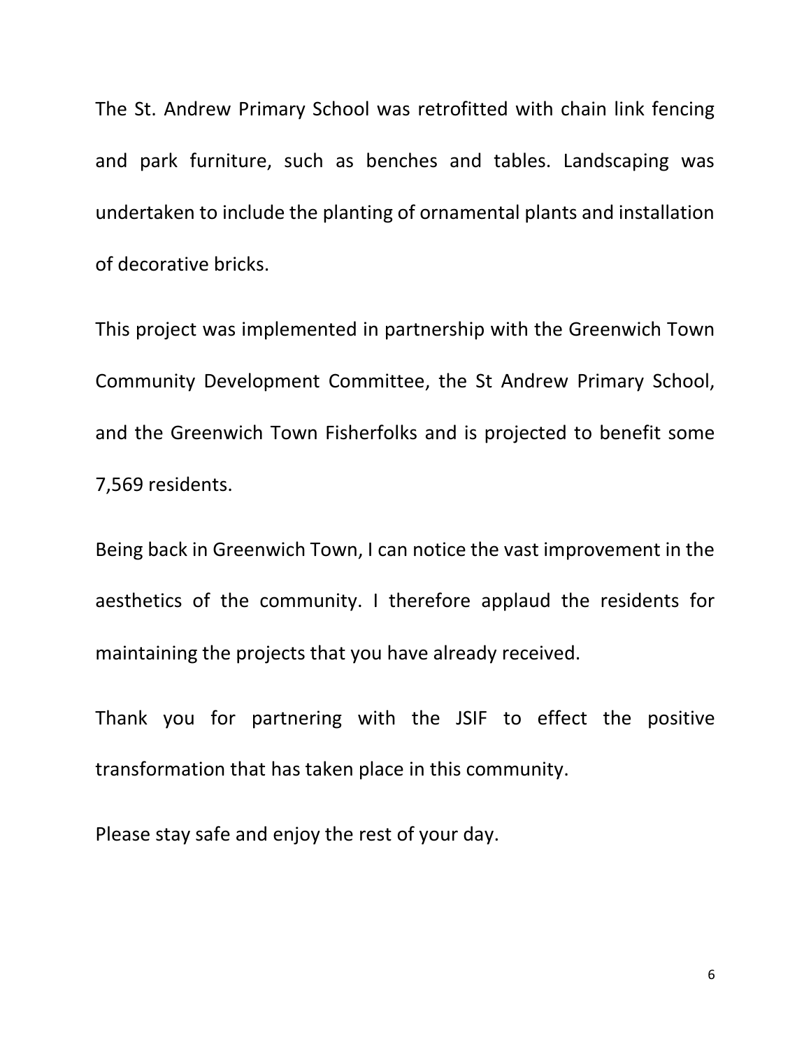The St. Andrew Primary School was retrofitted with chain link fencing and park furniture, such as benches and tables. Landscaping was undertaken to include the planting of ornamental plants and installation of decorative bricks.

This project was implemented in partnership with the Greenwich Town Community Development Committee, the St Andrew Primary School, and the Greenwich Town Fisherfolks and is projected to benefit some 7,569 residents.

Being back in Greenwich Town, I can notice the vast improvement in the aesthetics of the community. I therefore applaud the residents for maintaining the projects that you have already received.

Thank you for partnering with the JSIF to effect the positive transformation that has taken place in this community.

Please stay safe and enjoy the rest of your day.